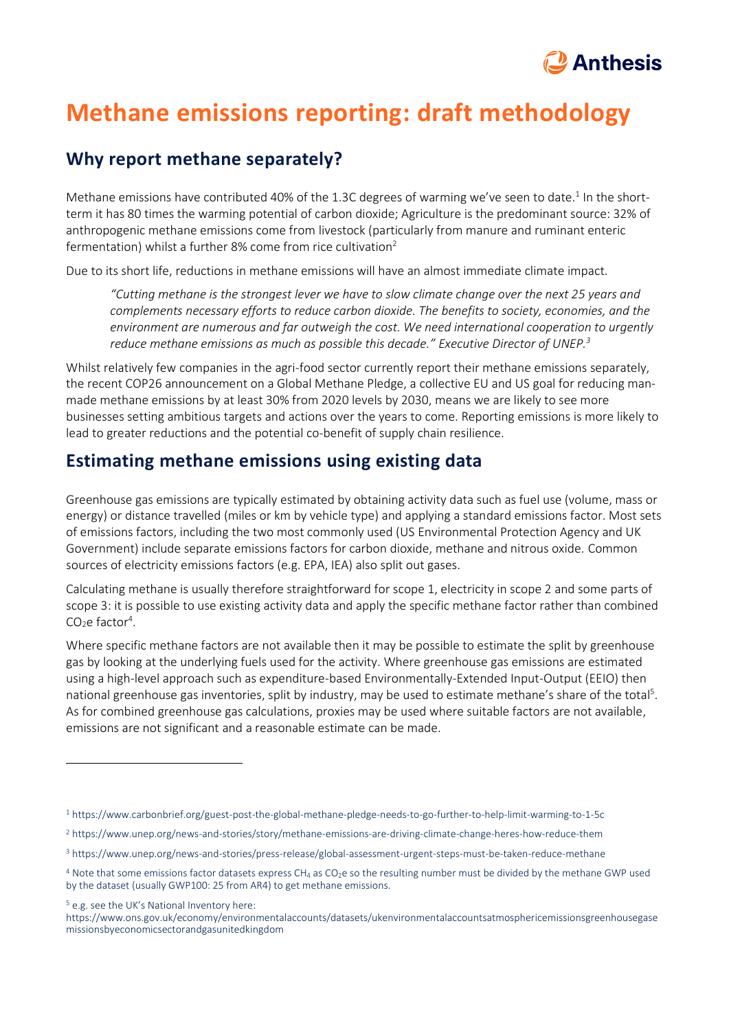# Methane emissions reporting: draft methodology

## Why report methane separately?

Methane emissions have contributed 40% of the 1.3C degrees of warming we've seen to date.[1] In the short-term it has 80 times the warming potential of carbon dioxide; Agriculture is the predominant source: 32% of anthropogenic methane emissions come from livestock (particularly from manure and ruminant enteric fermentation) whilst a further 8% come from rice cultivation[2]

Due to its short life, reductions in methane emissions will have an almost immediate climate impact.

> *"Cutting methane is the strongest lever we have to slow climate change over the next 25 years and complements necessary efforts to reduce carbon dioxide. The benefits to society, economies, and the environment are numerous and far outweigh the cost. We need international cooperation to urgently reduce methane emissions as much as possible this decade." Executive Director of UNEP.[3]*

Whilst relatively few companies in the agri-food sector currently report their methane emissions separately, the recent COP26 announcement on a Global Methane Pledge, a collective EU and US goal for reducing man-made methane emissions by at least 30% from 2020 levels by 2030, means we are likely to see more businesses setting ambitious targets and actions over the years to come. Reporting emissions is more likely to lead to greater reductions and the potential co-benefit of supply chain resilience.

## Estimating methane emissions using existing data

Greenhouse gas emissions are typically estimated by obtaining activity data such as fuel use (volume, mass or energy) or distance travelled (miles or km by vehicle type) and applying a standard emissions factor. Most sets of emissions factors, including the two most commonly used (US Environmental Protection Agency and UK Government) include separate emissions factors for carbon dioxide, methane and nitrous oxide. Common sources of electricity emissions factors (e.g. EPA, IEA) also split out gases.

Calculating methane is usually therefore straightforward for scope 1, electricity in scope 2 and some parts of scope 3: it is possible to use existing activity data and apply the specific methane factor rather than combined $CO_2e$ factor[4].

Where specific methane factors are not available then it may be possible to estimate the split by greenhouse gas by looking at the underlying fuels used for the activity. Where greenhouse gas emissions are estimated using a high-level approach such as expenditure-based Environmentally-Extended Input-Output (EEIO) then national greenhouse gas inventories, split by industry, may be used to estimate methane's share of the total[5]. As for combined greenhouse gas calculations, proxies may be used where suitable factors are not available, emissions are not significant and a reasonable estimate can be made.

---

[1] https://www.carbonbrief.org/guest-post-the-global-methane-pledge-needs-to-go-further-to-help-limit-warming-to-1-5c

[2] https://www.unep.org/news-and-stories/story/methane-emissions-are-driving-climate-change-heres-how-reduce-them

[3] https://www.unep.org/news-and-stories/press-release/global-assessment-urgent-steps-must-be-taken-reduce-methane

[4] Note that some emissions factor datasets express $CH_4$ as $CO_2e$ so the resulting number must be divided by the methane GWP used by the dataset (usually GWP100: 25 from AR4) to get methane emissions.

[5] e.g. see the UK's National Inventory here: https://www.ons.gov.uk/economy/environmentalaccounts/datasets/ukenvironmentalaccountsatmosphericemissionsgreenhousegasemissionsbyeconomicsectorandgasunitedkingdom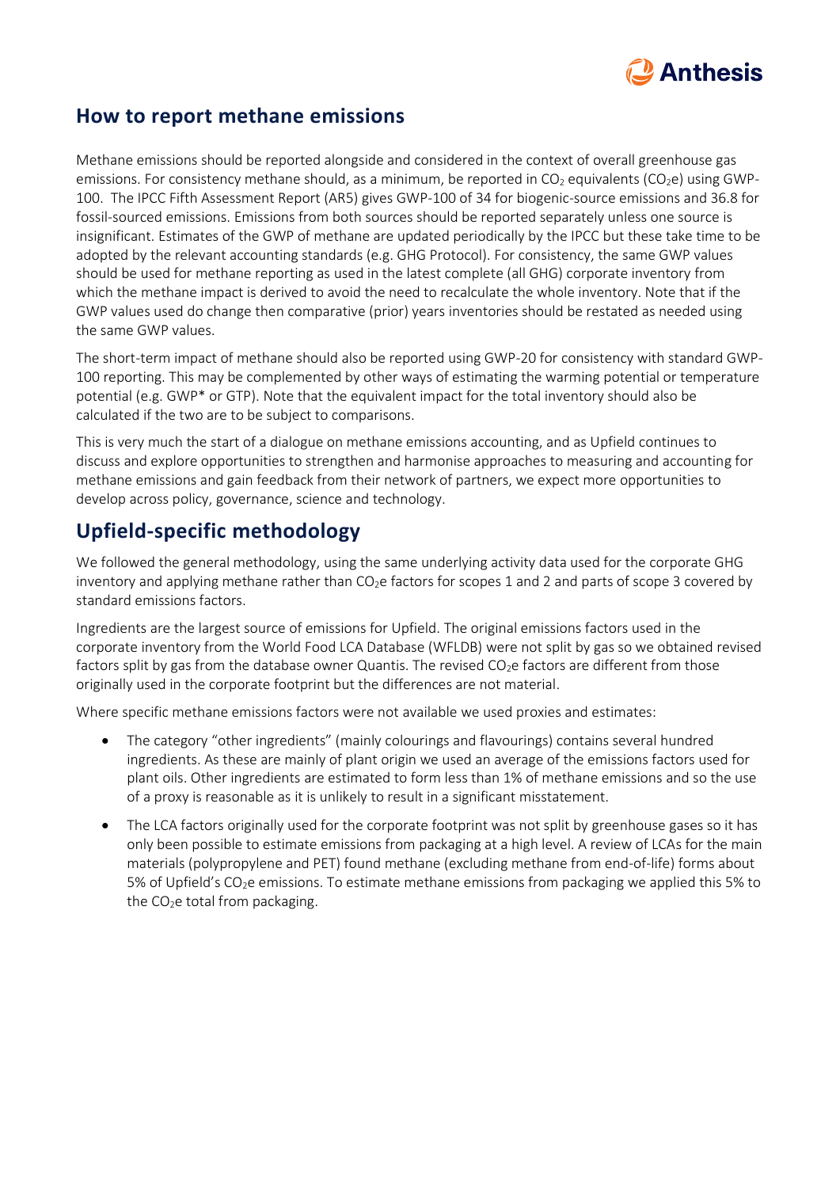## How to report methane emissions

Methane emissions should be reported alongside and considered in the context of overall greenhouse gas emissions. For consistency methane should, as a minimum, be reported in $CO_2$ equivalents ($CO_2e$) using GWP-100. The IPCC Fifth Assessment Report (AR5) gives GWP-100 of 34 for biogenic-source emissions and 36.8 for fossil-sourced emissions. Emissions from both sources should be reported separately unless one source is insignificant. Estimates of the GWP of methane are updated periodically by the IPCC but these take time to be adopted by the relevant accounting standards (e.g. GHG Protocol). For consistency, the same GWP values should be used for methane reporting as used in the latest complete (all GHG) corporate inventory from which the methane impact is derived to avoid the need to recalculate the whole inventory. Note that if the GWP values used do change then comparative (prior) years inventories should be restated as needed using the same GWP values.

The short-term impact of methane should also be reported using GWP-20 for consistency with standard GWP-100 reporting. This may be complemented by other ways of estimating the warming potential or temperature potential (e.g. GWP* or GTP). Note that the equivalent impact for the total inventory should also be calculated if the two are to be subject to comparisons.

This is very much the start of a dialogue on methane emissions accounting, and as Upfield continues to discuss and explore opportunities to strengthen and harmonise approaches to measuring and accounting for methane emissions and gain feedback from their network of partners, we expect more opportunities to develop across policy, governance, science and technology.

## Upfield-specific methodology

We followed the general methodology, using the same underlying activity data used for the corporate GHG inventory and applying methane rather than $CO_2e$ factors for scopes 1 and 2 and parts of scope 3 covered by standard emissions factors.

Ingredients are the largest source of emissions for Upfield. The original emissions factors used in the corporate inventory from the World Food LCA Database (WFLDB) were not split by gas so we obtained revised factors split by gas from the database owner Quantis. The revised $CO_2e$ factors are different from those originally used in the corporate footprint but the differences are not material.

Where specific methane emissions factors were not available we used proxies and estimates:

- The category "other ingredients" (mainly colourings and flavourings) contains several hundred ingredients. As these are mainly of plant origin we used an average of the emissions factors used for plant oils. Other ingredients are estimated to form less than 1% of methane emissions and so the use of a proxy is reasonable as it is unlikely to result in a significant misstatement.
- The LCA factors originally used for the corporate footprint was not split by greenhouse gases so it has only been possible to estimate emissions from packaging at a high level. A review of LCAs for the main materials (polypropylene and PET) found methane (excluding methane from end-of-life) forms about 5% of Upfield's $CO_2e$ emissions. To estimate methane emissions from packaging we applied this 5% to the $CO_2e$ total from packaging.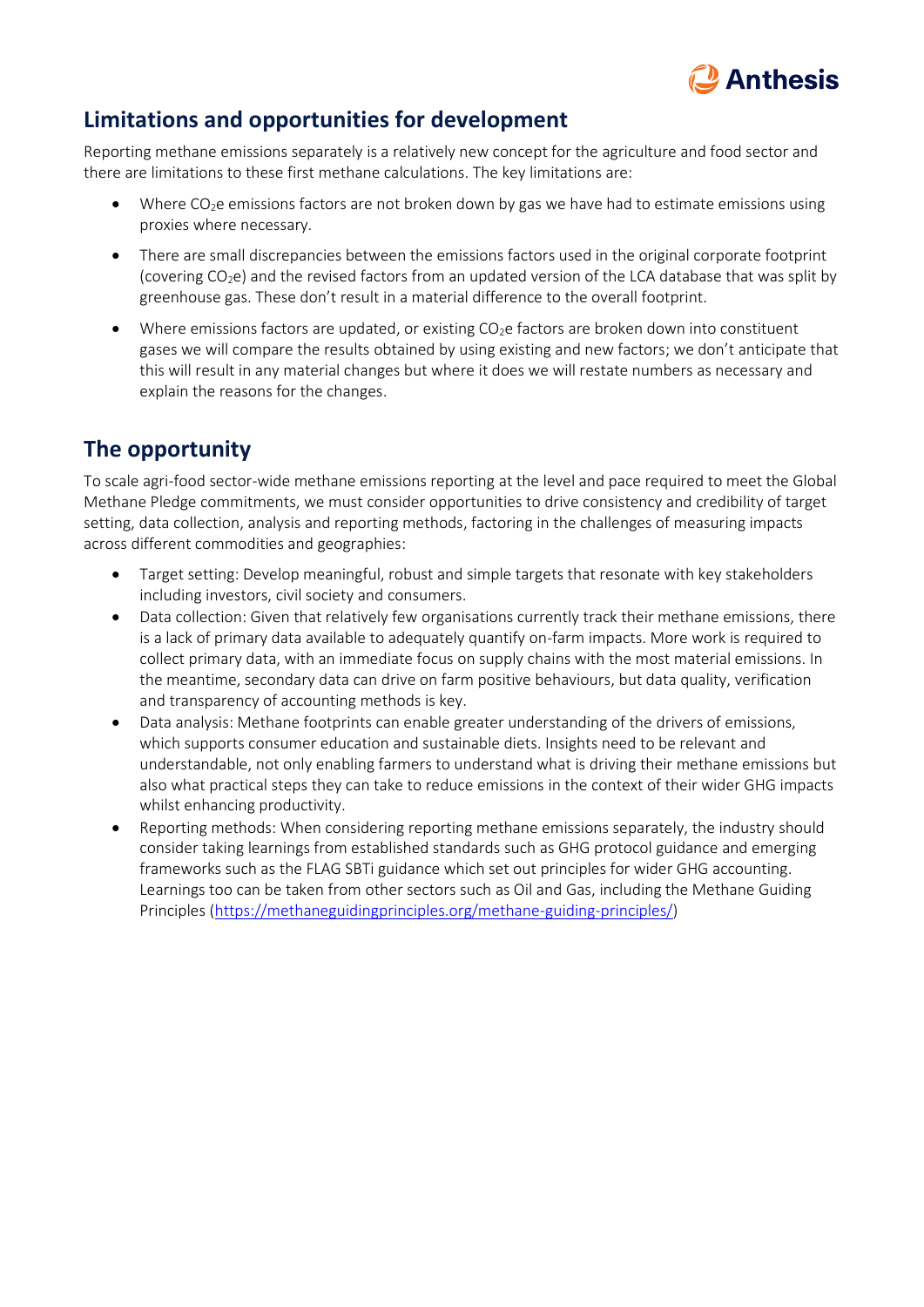## Limitations and opportunities for development

Reporting methane emissions separately is a relatively new concept for the agriculture and food sector and there are limitations to these first methane calculations. The key limitations are:

- Where $CO_2e$ emissions factors are not broken down by gas we have had to estimate emissions using proxies where necessary.
- There are small discrepancies between the emissions factors used in the original corporate footprint (covering $CO_2e$) and the revised factors from an updated version of the LCA database that was split by greenhouse gas. These don't result in a material difference to the overall footprint.
- Where emissions factors are updated, or existing $CO_2e$ factors are broken down into constituent gases we will compare the results obtained by using existing and new factors; we don't anticipate that this will result in any material changes but where it does we will restate numbers as necessary and explain the reasons for the changes.

## The opportunity

To scale agri-food sector-wide methane emissions reporting at the level and pace required to meet the Global Methane Pledge commitments, we must consider opportunities to drive consistency and credibility of target setting, data collection, analysis and reporting methods, factoring in the challenges of measuring impacts across different commodities and geographies:

- Target setting: Develop meaningful, robust and simple targets that resonate with key stakeholders including investors, civil society and consumers.
- Data collection: Given that relatively few organisations currently track their methane emissions, there is a lack of primary data available to adequately quantify on-farm impacts. More work is required to collect primary data, with an immediate focus on supply chains with the most material emissions. In the meantime, secondary data can drive on farm positive behaviours, but data quality, verification and transparency of accounting methods is key.
- Data analysis: Methane footprints can enable greater understanding of the drivers of emissions, which supports consumer education and sustainable diets. Insights need to be relevant and understandable, not only enabling farmers to understand what is driving their methane emissions but also what practical steps they can take to reduce emissions in the context of their wider GHG impacts whilst enhancing productivity.
- Reporting methods: When considering reporting methane emissions separately, the industry should consider taking learnings from established standards such as GHG protocol guidance and emerging frameworks such as the FLAG SBTi guidance which set out principles for wider GHG accounting. Learnings too can be taken from other sectors such as Oil and Gas, including the Methane Guiding Principles (https://methaneguidingprinciples.org/methane-guiding-principles/)